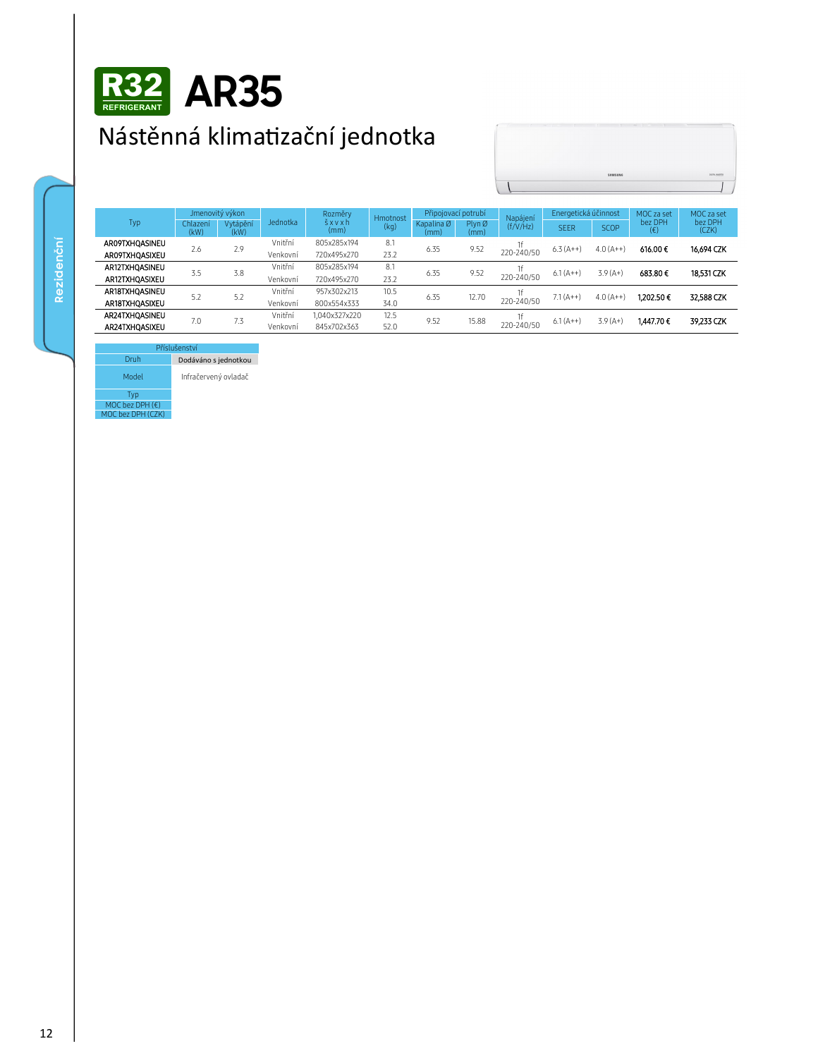# R32 REFRIGERANT AR35

## Nástěnná klimatizační jednotka

Rezidenční

| Typ | Jmenovitý výkon | | Jednotka | Rozměry š x v x h (mm) | Hmotnost (kg) | Připojovací potrubí | | Napájení (f/V/Hz) | Energetická účinnost | | MOC za set bez DPH (€) | MOC za set bez DPH (CZK) |
|---|---|---|---|---|---|---|---|---|---|---|---|---|
| | Chlazení (kW) | Vytápění (kW) | | | | Kapalina Ø (mm) | Plyn Ø (mm) | | SEER | SCOP | | |
| AR09TXHQASINEU | 2.6 | 2.9 | Vnitřní | 805x285x194 | 8.1 | 6.35 | 9.52 | 1f 220-240/50 | 6.3 (A++) | 4.0 (A++) | 616.00 € | 16,694 CZK |
| AR09TXHQASIXEU | | | Venkovní | 720x495x270 | 23.2 | | | | | | | |
| AR12TXHQASINEU | 3.5 | 3.8 | Vnitřní | 805x285x194 | 8.1 | 6.35 | 9.52 | 1f 220-240/50 | 6.1 (A++) | 3.9 (A+) | 683.80 € | 18,531 CZK |
| AR12TXHQASIXEU | | | Venkovní | 720x495x270 | 23.2 | | | | | | | |
| AR18TXHQASINEU | 5.2 | 5.2 | Vnitřní | 957x302x213 | 10.5 | 6.35 | 12.70 | 1f 220-240/50 | 7.1 (A++) | 4.0 (A++) | 1,202.50 € | 32,588 CZK |
| AR18TXHQASIXEU | | | Venkovní | 800x554x333 | 34.0 | | | | | | | |
| AR24TXHQASINEU | 7.0 | 7.3 | Vnitřní | 1,040x327x220 | 12.5 | 9.52 | 15.88 | 1f 220-240/50 | 6.1 (A++) | 3.9 (A+) | 1,447.70 € | 39,233 CZK |
| AR24TXHQASIXEU | | | Venkovní | 845x702x363 | 52.0 | | | | | | | |

| Příslušenství | |
|---|---|
| Druh | Dodáváno s jednotkou |
| Model | Infračervený ovladač |
| Typ | |
| MOC bez DPH (€) | |
| MOC bez DPH (CZK) | |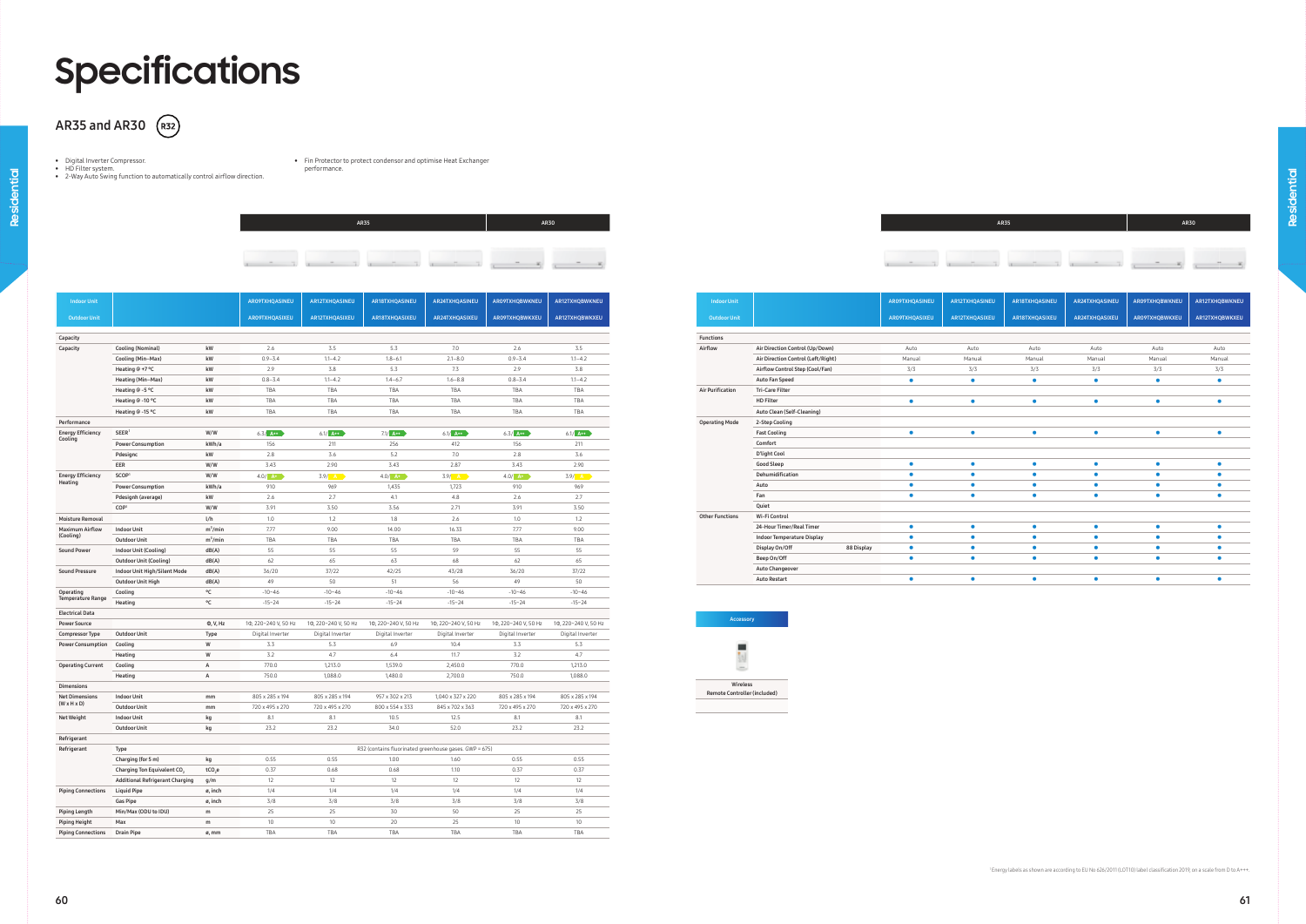# Specifications

## AR35 and AR30 (R32)

- Digital Inverter Compressor.
- HD Filter system.
- 2-Way Auto Swing function to automatically control airflow direction.
- Fin Protector to protect condensor and optimise Heat Exchanger performance.

| | | | AR35 | | | | AR30 | |
|---|---|---|---|---|---|---|---|---|
| **Indoor Unit** | | | AR09TXHQASINEU | AR12TXHQASINEU | AR18TXHQASINEU | AR24TXHQASINEU | AR09TXHQBWKNEU | AR12TXHQBWKNEU |
| **Outdoor Unit** | | | AR09TXHQASIXEU | AR12TXHQASIXEU | AR18TXHQASIXEU | AR24TXHQASIXEU | AR09TXHQBWKXEU | AR12TXHQBWKXEU |
| **Capacity** | | | | | | | | |
| Capacity | Cooling (Nominal) | kW | 2.6 | 3.5 | 5.3 | 7.0 | 2.6 | 3.5 |
| | Cooling (Min~Max) | kW | 0.9~3.4 | 1.1~4.2 | 1.8~6.1 | 2.1~8.0 | 0.9~3.4 | 1.1~4.2 |
| | Heating @ +7 ºC | kW | 2.9 | 3.8 | 5.3 | 7.3 | 2.9 | 3.8 |
| | Heating (Min~Max) | kW | 0.8~3.4 | 1.1~4.2 | 1.4~6.7 | 1.6~8.8 | 0.8~3.4 | 1.1~4.2 |
| | Heating @ -5 ºC | kW | TBA | TBA | TBA | TBA | TBA | TBA |
| | Heating @ -10 ºC | kW | TBA | TBA | TBA | TBA | TBA | TBA |
| | Heating @ -15 ºC | kW | TBA | TBA | TBA | TBA | TBA | TBA |
| **Performance** | | | | | | | | |
| Energy Efficiency Cooling | SEER[1] | W/W | 6.3 / A++ | 6.1 / A++ | 7.1 / A++ | 6.1 / A++ | 6.3 / A++ | 6.1 / A++ |
| | Power Consumption | kWh/a | 156 | 211 | 256 | 412 | 156 | 211 |
| | Pdesignc | kW | 2.8 | 3.6 | 5.2 | 7.0 | 2.8 | 3.6 |
| | EER | W/W | 3.43 | 2.90 | 3.43 | 2.87 | 3.43 | 2.90 |
| Energy Efficiency Heating | SCOP[1] | W/W | 4.0 / A+ | 3.9 / A | 4.0 / A+ | 3.9 / A | 4.0 / A+ | 3.9 / A |
| | Power Consumption | kWh/a | 910 | 969 | 1,435 | 1,723 | 910 | 969 |
| | Pdesignh (average) | kW | 2.6 | 2.7 | 4.1 | 4.8 | 2.6 | 2.7 |
| | COP[1] | W/W | 3.91 | 3.50 | 3.56 | 2.71 | 3.91 | 3.50 |
| Moisture Removal | | l/h | 1.0 | 1.2 | 1.8 | 2.6 | 1.0 | 1.2 |
| Maximum Airflow (Cooling) | Indoor Unit | $m^3$/min | 7.77 | 9.00 | 14.00 | 16.33 | 7.77 | 9.00 |
| | Outdoor Unit | $m^3$/min | TBA | TBA | TBA | TBA | TBA | TBA |
| Sound Power | Indoor Unit (Cooling) | dB(A) | 55 | 55 | 55 | 59 | 55 | 55 |
| | Outdoor Unit (Cooling) | dB(A) | 62 | 65 | 63 | 68 | 62 | 65 |
| Sound Pressure | Indoor Unit High/Silent Mode | dB(A) | 36/20 | 37/22 | 42/25 | 43/28 | 36/20 | 37/22 |
| | Outdoor Unit High | dB(A) | 49 | 50 | 51 | 56 | 49 | 50 |
| Operating Temperature Range | Cooling | ºC | -10~46 | -10~46 | -10~46 | -10~46 | -10~46 | -10~46 |
| | Heating | ºC | -15~24 | -15~24 | -15~24 | -15~24 | -15~24 | -15~24 |
| **Electrical Data** | | | | | | | | |
| Power Source | | Φ, V, Hz | 1Φ, 220~240 V, 50 Hz | 1Φ, 220~240 V, 50 Hz | 1Φ, 220~240 V, 50 Hz | 1Φ, 220~240 V, 50 Hz | 1Φ, 220~240 V, 50 Hz | 1Φ, 220~240 V, 50 Hz |
| Compressor Type | Outdoor Unit | Type | Digital Inverter | Digital Inverter | Digital Inverter | Digital Inverter | Digital Inverter | Digital Inverter |
| Power Consumption | Cooling | W | 3.3 | 5.3 | 6.9 | 10.4 | 3.3 | 5.3 |
| | Heating | W | 3.2 | 4.7 | 6.4 | 11.7 | 3.2 | 4.7 |
| Operating Current | Cooling | A | 770.0 | 1,213.0 | 1,539.0 | 2,450.0 | 770.0 | 1,213.0 |
| | Heating | A | 750.0 | 1,088.0 | 1,480.0 | 2,700.0 | 750.0 | 1,088.0 |
| **Dimensions** | | | | | | | | |
| Net Dimensions (W x H x D) | Indoor Unit | mm | 805 x 285 x 194 | 805 x 285 x 194 | 957 x 302 x 213 | 1,040 x 327 x 220 | 805 x 285 x 194 | 805 x 285 x 194 |
| | Outdoor Unit | mm | 720 x 495 x 270 | 720 x 495 x 270 | 800 x 554 x 333 | 845 x 702 x 363 | 720 x 495 x 270 | 720 x 495 x 270 |
| Net Weight | Indoor Unit | kg | 8.1 | 8.1 | 10.5 | 12.5 | 8.1 | 8.1 |
| | Outdoor Unit | kg | 23.2 | 23.2 | 34.0 | 52.0 | 23.2 | 23.2 |
| **Refrigerant** | | | | | | | | |
| Refrigerant | Type | | R32 (contains fluorinated greenhouse gases. GWP = 675) | | | | | |
| | Charging (for 5 m) | kg | 0.55 | 0.55 | 1.00 | 1.60 | 0.55 | 0.55 |
| | Charging Ton Equivalent $CO_2$ | $tCO_2e$ | 0.37 | 0.68 | 0.68 | 1.10 | 0.37 | 0.37 |
| | Additional Refrigerant Charging | g/m | 12 | 12 | 12 | 12 | 12 | 12 |
| Piping Connections | Liquid Pipe | ø, inch | 1/4 | 1/4 | 1/4 | 1/4 | 1/4 | 1/4 |
| | Gas Pipe | ø, inch | 3/8 | 3/8 | 3/8 | 3/8 | 3/8 | 3/8 |
| Piping Length | Min/Max (ODU to IDU) | m | 25 | 25 | 30 | 50 | 25 | 25 |
| Piping Height | Max | m | 10 | 10 | 20 | 25 | 10 | 10 |
| Piping Connections | Drain Pipe | ø, mm | TBA | TBA | TBA | TBA | TBA | TBA |

| | | AR35 | | | | AR30 | |
|---|---|---|---|---|---|---|---|
| **Indoor Unit** | | AR09TXHQASINEU | AR12TXHQASINEU | AR18TXHQASINEU | AR24TXHQASINEU | AR09TXHQBWKNEU | AR12TXHQBWKNEU |
| **Outdoor Unit** | | AR09TXHQASIXEU | AR12TXHQASIXEU | AR18TXHQASIXEU | AR24TXHQASIXEU | AR09TXHQBWKXEU | AR12TXHQBWKXEU |
| **Functions** | | | | | | | |
| Airflow | Air Direction Control (Up/Down) | Auto | Auto | Auto | Auto | Auto | Auto |
| | Air Direction Control (Left/Right) | Manual | Manual | Manual | Manual | Manual | Manual |
| | Airflow Control Step (Cool/Fan) | 3/3 | 3/3 | 3/3 | 3/3 | 3/3 | 3/3 |
| | Auto Fan Speed | ● | ● | ● | ● | ● | ● |
| Air Purification | Tri-Care Filter | | | | | | |
| | HD Filter | ● | ● | ● | ● | ● | ● |
| | Auto Clean (Self-Cleaning) | | | | | | |
| Operating Mode | 2-Step Cooling | | | | | | |
| | Fast Cooling | ● | ● | ● | ● | ● | ● |
| | Comfort | | | | | | |
| | D'light Cool | | | | | | |
| | Good Sleep | ● | ● | ● | ● | ● | ● |
| | Dehumidification | ● | ● | ● | ● | ● | ● |
| | Auto | ● | ● | ● | ● | ● | ● |
| | Fan | ● | ● | ● | ● | ● | ● |
| | Quiet | | | | | | |
| Other Functions | Wi-Fi Control | | | | | | |
| | 24-Hour Timer/Real Timer | ● | ● | ● | ● | ● | ● |
| | Indoor Temperature Display | ● | ● | ● | ● | ● | ● |
| | Display On/Off 88 Display | ● | ● | ● | ● | ● | ● |
| | Beep On/Off | ● | ● | ● | ● | ● | ● |
| | Auto Changeover | | | | | | |
| | Auto Restart | ● | ● | ● | ● | ● | ● |

**Accessory**

Wireless Remote Controller (included)

[1] Energy labels as shown are according to EU No 626/2011 (LOT10) label classification 2019, on a scale from D to A+++.